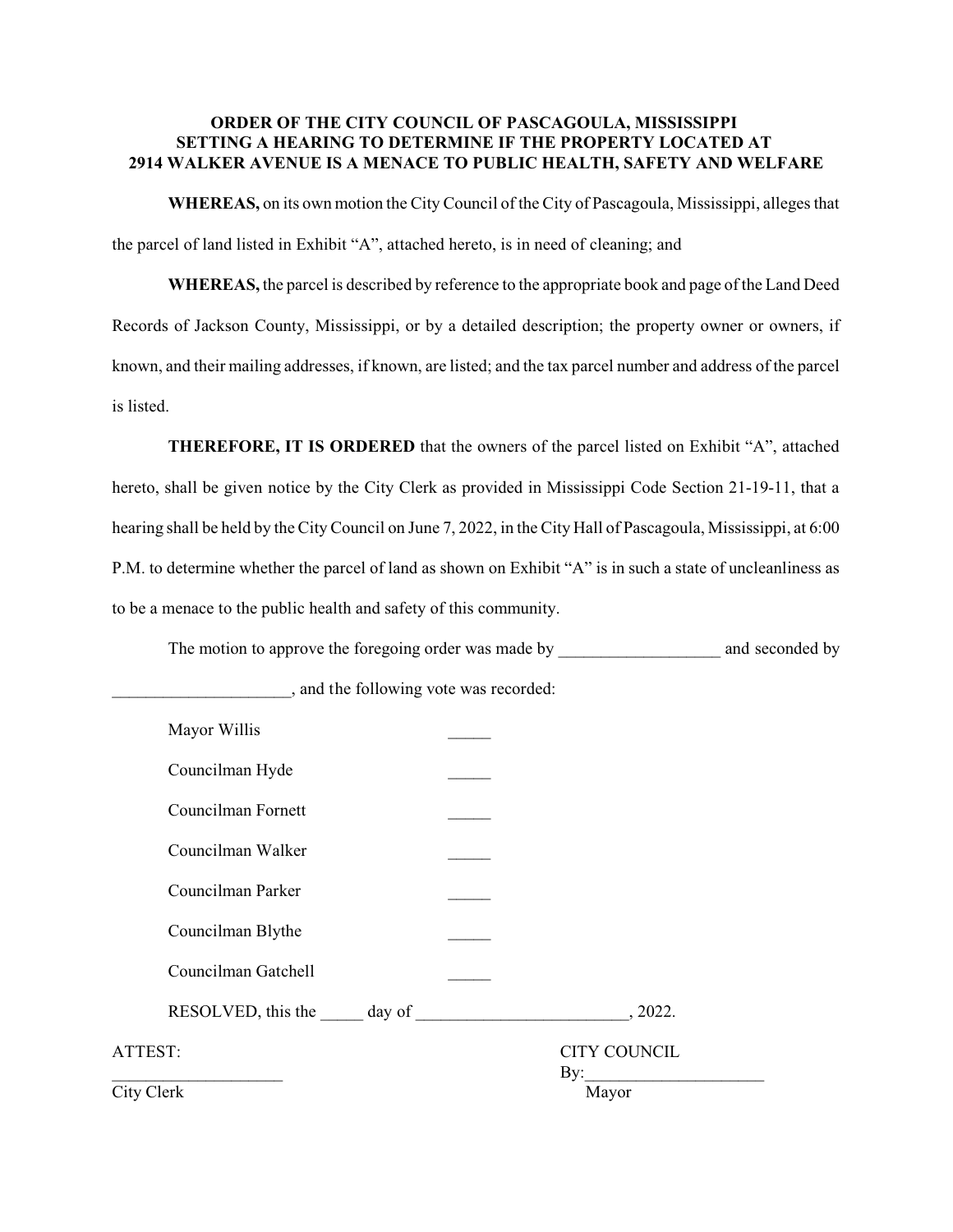**ORDER OF THE CITY COUNCIL OF PASCAGOULA, MISSISSIPPI SETTING A HEARING TO DETERMINE IF THE PROPERTY LOCATED AT 2914 WALKER AVENUE IS A MENACE TO PUBLIC HEALTH, SAFETY AND WELFARE**

**WHEREAS,** on its own motion the City Council of the City of Pascagoula, Mississippi, alleges that the parcel of land listed in Exhibit "A", attached hereto, is in need of cleaning; and

**WHEREAS,** the parcel is described by reference to the appropriate book and page of the Land Deed Records of Jackson County, Mississippi, or by a detailed description; the property owner or owners, if known, and their mailing addresses, if known, are listed; and the tax parcel number and address of the parcel is listed.

**THEREFORE, IT IS ORDERED** that the owners of the parcel listed on Exhibit "A", attached hereto, shall be given notice by the City Clerk as provided in Mississippi Code Section 21-19-11, that a hearing shall be held by the City Council on June 7, 2022, in the City Hall of Pascagoula, Mississippi, at 6:00 P.M. to determine whether the parcel of land as shown on Exhibit "A" is in such a state of uncleanliness as to be a menace to the public health and safety of this community.

The motion to approve the foregoing order was made by ___________________ and seconded by _____________________, and the following vote was recorded:

Mayor Willis _____

Councilman Hyde _____

Councilman Fornett _____

Councilman Walker _____

Councilman Parker _____

Councilman Blythe _____

Councilman Gatchell _____

RESOLVED, this the _____ day of _________________________, 2022.

ATTEST:

____________________
City Clerk

CITY COUNCIL

By:_____________________
Mayor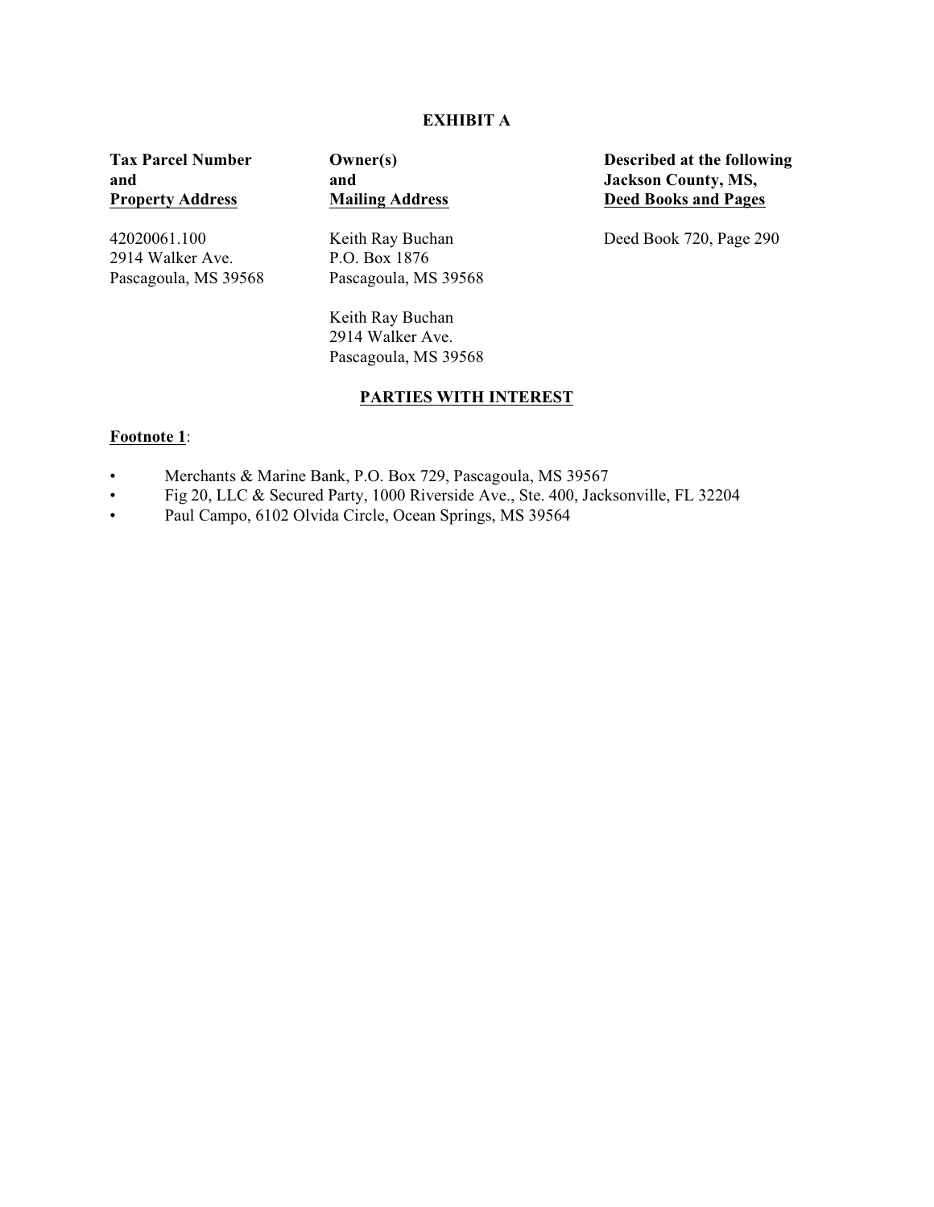## EXHIBIT A

| **Tax Parcel Number and Property Address** | **Owner(s) and Mailing Address** | **Described at the following Jackson County, MS, Deed Books and Pages** |
|---|---|---|
| 42020061.100<br>2914 Walker Ave.<br>Pascagoula, MS 39568 | Keith Ray Buchan<br>P.O. Box 1876<br>Pascagoula, MS 39568<br><br>Keith Ray Buchan<br>2914 Walker Ave.<br>Pascagoula, MS 39568 | Deed Book 720, Page 290 |

## PARTIES WITH INTEREST

**Footnote 1**:

- Merchants & Marine Bank, P.O. Box 729, Pascagoula, MS 39567
- Fig 20, LLC & Secured Party, 1000 Riverside Ave., Ste. 400, Jacksonville, FL 32204
- Paul Campo, 6102 Olvida Circle, Ocean Springs, MS 39564